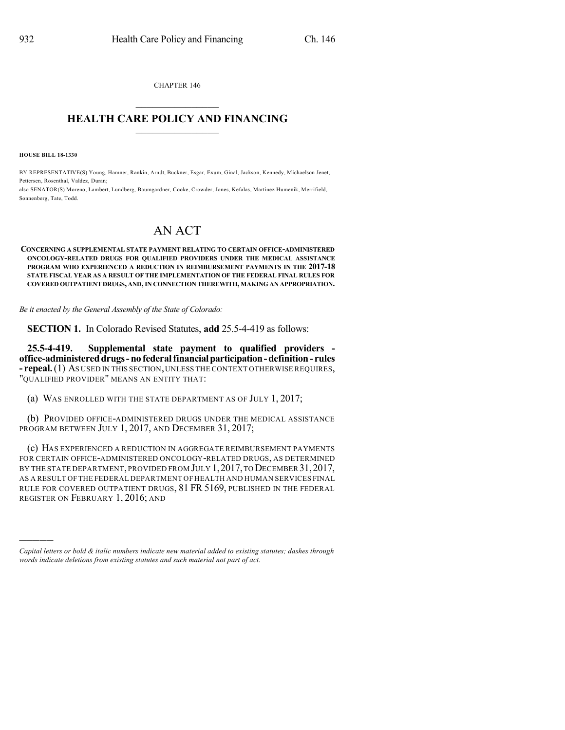CHAPTER 146

# HEALTH CARE POLICY AND FINANCING

**HOUSE BILL 18-1330**

BY REPRESENTATIVE(S) Young, Hamner, Rankin, Arndt, Buckner, Esgar, Exum, Ginal, Jackson, Kennedy, Michaelson Jenet, Pettersen, Rosenthal, Valdez, Duran;
also SENATOR(S) Moreno, Lambert, Lundberg, Baumgardner, Cooke, Crowder, Jones, Kefalas, Martinez Humenik, Merrifield, Sonnenberg, Tate, Todd.

# AN ACT

**CONCERNING A SUPPLEMENTAL STATE PAYMENT RELATING TO CERTAIN OFFICE-ADMINISTERED ONCOLOGY-RELATED DRUGS FOR QUALIFIED PROVIDERS UNDER THE MEDICAL ASSISTANCE PROGRAM WHO EXPERIENCED A REDUCTION IN REIMBURSEMENT PAYMENTS IN THE 2017-18 STATE FISCAL YEAR AS A RESULT OF THE IMPLEMENTATION OF THE FEDERAL FINAL RULES FOR COVERED OUTPATIENT DRUGS, AND, IN CONNECTION THEREWITH, MAKING AN APPROPRIATION.**

*Be it enacted by the General Assembly of the State of Colorado:*

**SECTION 1.** In Colorado Revised Statutes, **add** 25.5-4-419 as follows:

**25.5-4-419. Supplemental state payment to qualified providers - office-administered drugs - no federal financial participation - definition - rules - repeal.** (1) AS USED IN THIS SECTION, UNLESS THE CONTEXT OTHERWISE REQUIRES, "QUALIFIED PROVIDER" MEANS AN ENTITY THAT:

(a) WAS ENROLLED WITH THE STATE DEPARTMENT AS OF JULY 1, 2017;

(b) PROVIDED OFFICE-ADMINISTERED DRUGS UNDER THE MEDICAL ASSISTANCE PROGRAM BETWEEN JULY 1, 2017, AND DECEMBER 31, 2017;

(c) HAS EXPERIENCED A REDUCTION IN AGGREGATE REIMBURSEMENT PAYMENTS FOR CERTAIN OFFICE-ADMINISTERED ONCOLOGY-RELATED DRUGS, AS DETERMINED BY THE STATE DEPARTMENT, PROVIDED FROM JULY 1, 2017, TO DECEMBER 31, 2017, AS A RESULT OF THE FEDERAL DEPARTMENT OF HEALTH AND HUMAN SERVICES FINAL RULE FOR COVERED OUTPATIENT DRUGS, 81 FR 5169, PUBLISHED IN THE FEDERAL REGISTER ON FEBRUARY 1, 2016; AND

---

*Capital letters or bold & italic numbers indicate new material added to existing statutes; dashes through words indicate deletions from existing statutes and such material not part of act.*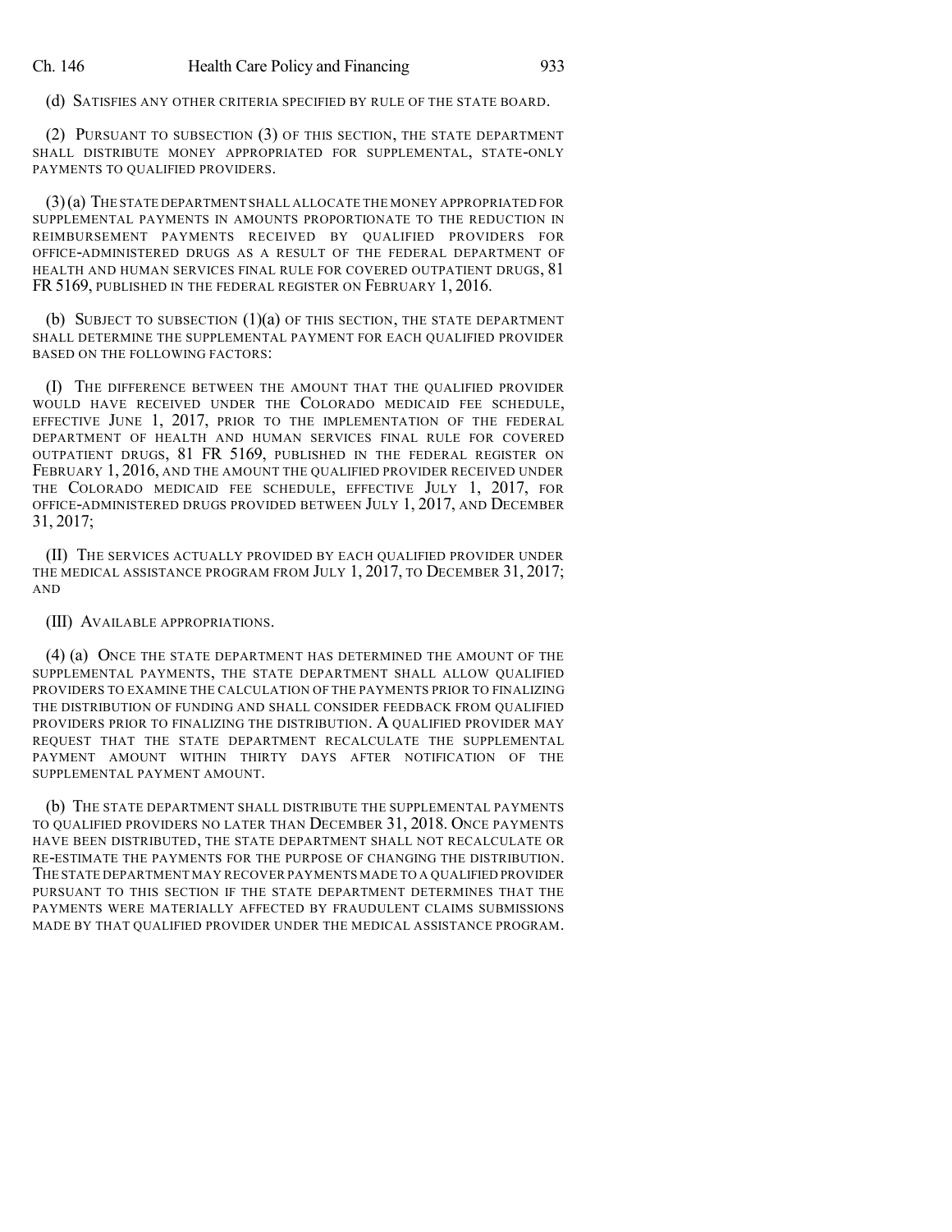(d) SATISFIES ANY OTHER CRITERIA SPECIFIED BY RULE OF THE STATE BOARD.

(2) PURSUANT TO SUBSECTION (3) OF THIS SECTION, THE STATE DEPARTMENT SHALL DISTRIBUTE MONEY APPROPRIATED FOR SUPPLEMENTAL, STATE-ONLY PAYMENTS TO QUALIFIED PROVIDERS.

(3) (a) THE STATE DEPARTMENT SHALL ALLOCATE THE MONEY APPROPRIATED FOR SUPPLEMENTAL PAYMENTS IN AMOUNTS PROPORTIONATE TO THE REDUCTION IN REIMBURSEMENT PAYMENTS RECEIVED BY QUALIFIED PROVIDERS FOR OFFICE-ADMINISTERED DRUGS AS A RESULT OF THE FEDERAL DEPARTMENT OF HEALTH AND HUMAN SERVICES FINAL RULE FOR COVERED OUTPATIENT DRUGS, 81 FR 5169, PUBLISHED IN THE FEDERAL REGISTER ON FEBRUARY 1, 2016.

(b) SUBJECT TO SUBSECTION (1)(a) OF THIS SECTION, THE STATE DEPARTMENT SHALL DETERMINE THE SUPPLEMENTAL PAYMENT FOR EACH QUALIFIED PROVIDER BASED ON THE FOLLOWING FACTORS:

(I) THE DIFFERENCE BETWEEN THE AMOUNT THAT THE QUALIFIED PROVIDER WOULD HAVE RECEIVED UNDER THE COLORADO MEDICAID FEE SCHEDULE, EFFECTIVE JUNE 1, 2017, PRIOR TO THE IMPLEMENTATION OF THE FEDERAL DEPARTMENT OF HEALTH AND HUMAN SERVICES FINAL RULE FOR COVERED OUTPATIENT DRUGS, 81 FR 5169, PUBLISHED IN THE FEDERAL REGISTER ON FEBRUARY 1, 2016, AND THE AMOUNT THE QUALIFIED PROVIDER RECEIVED UNDER THE COLORADO MEDICAID FEE SCHEDULE, EFFECTIVE JULY 1, 2017, FOR OFFICE-ADMINISTERED DRUGS PROVIDED BETWEEN JULY 1, 2017, AND DECEMBER 31, 2017;

(II) THE SERVICES ACTUALLY PROVIDED BY EACH QUALIFIED PROVIDER UNDER THE MEDICAL ASSISTANCE PROGRAM FROM JULY 1, 2017, TO DECEMBER 31, 2017; AND

(III) AVAILABLE APPROPRIATIONS.

(4) (a) ONCE THE STATE DEPARTMENT HAS DETERMINED THE AMOUNT OF THE SUPPLEMENTAL PAYMENTS, THE STATE DEPARTMENT SHALL ALLOW QUALIFIED PROVIDERS TO EXAMINE THE CALCULATION OF THE PAYMENTS PRIOR TO FINALIZING THE DISTRIBUTION OF FUNDING AND SHALL CONSIDER FEEDBACK FROM QUALIFIED PROVIDERS PRIOR TO FINALIZING THE DISTRIBUTION. A QUALIFIED PROVIDER MAY REQUEST THAT THE STATE DEPARTMENT RECALCULATE THE SUPPLEMENTAL PAYMENT AMOUNT WITHIN THIRTY DAYS AFTER NOTIFICATION OF THE SUPPLEMENTAL PAYMENT AMOUNT.

(b) THE STATE DEPARTMENT SHALL DISTRIBUTE THE SUPPLEMENTAL PAYMENTS TO QUALIFIED PROVIDERS NO LATER THAN DECEMBER 31, 2018. ONCE PAYMENTS HAVE BEEN DISTRIBUTED, THE STATE DEPARTMENT SHALL NOT RECALCULATE OR RE-ESTIMATE THE PAYMENTS FOR THE PURPOSE OF CHANGING THE DISTRIBUTION. THE STATE DEPARTMENT MAY RECOVER PAYMENTS MADE TO A QUALIFIED PROVIDER PURSUANT TO THIS SECTION IF THE STATE DEPARTMENT DETERMINES THAT THE PAYMENTS WERE MATERIALLY AFFECTED BY FRAUDULENT CLAIMS SUBMISSIONS MADE BY THAT QUALIFIED PROVIDER UNDER THE MEDICAL ASSISTANCE PROGRAM.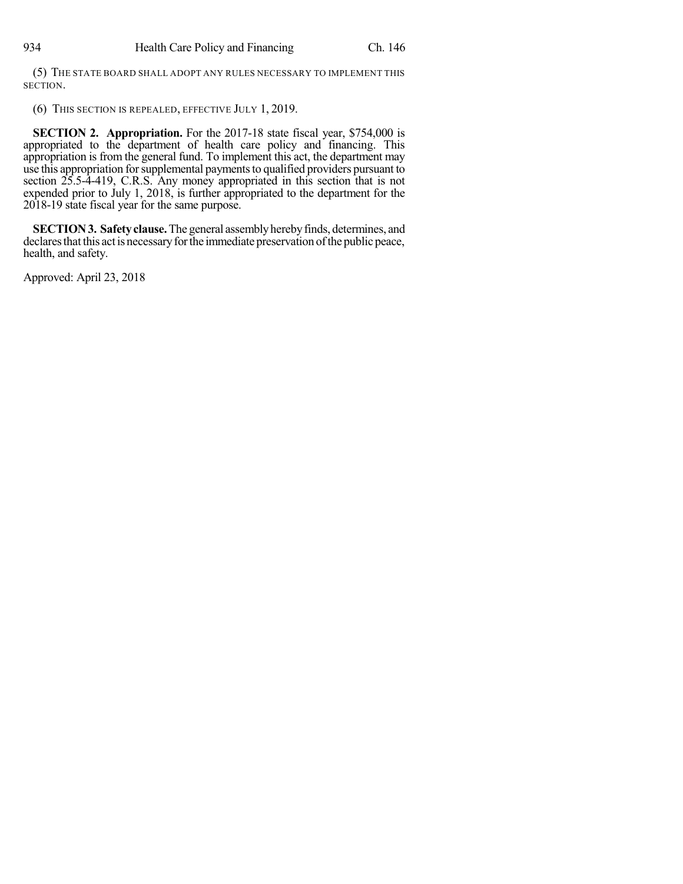(5) THE STATE BOARD SHALL ADOPT ANY RULES NECESSARY TO IMPLEMENT THIS SECTION.

(6) THIS SECTION IS REPEALED, EFFECTIVE JULY 1, 2019.

**SECTION 2. Appropriation.** For the 2017-18 state fiscal year, $754,000 is appropriated to the department of health care policy and financing. This appropriation is from the general fund. To implement this act, the department may use this appropriation for supplemental payments to qualified providers pursuant to section 25.5-4-419, C.R.S. Any money appropriated in this section that is not expended prior to July 1, 2018, is further appropriated to the department for the 2018-19 state fiscal year for the same purpose.

**SECTION 3. Safety clause.** The general assembly hereby finds, determines, and declares that this act is necessary for the immediate preservation of the public peace, health, and safety.

Approved: April 23, 2018